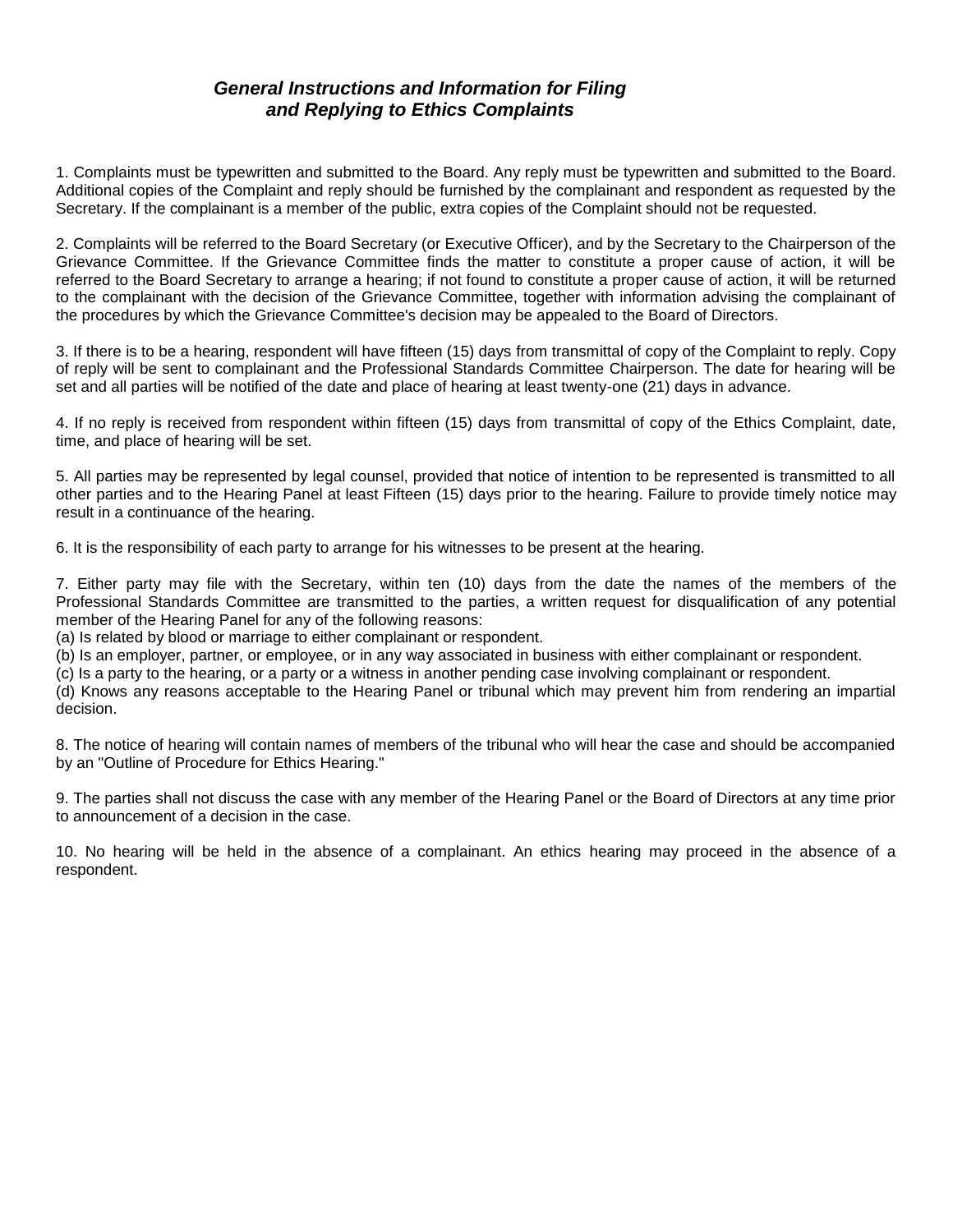## *General Instructions and Information for Filing and Replying to Ethics Complaints*

1. Complaints must be typewritten and submitted to the Board. Any reply must be typewritten and submitted to the Board. Additional copies of the Complaint and reply should be furnished by the complainant and respondent as requested by the Secretary. If the complainant is a member of the public, extra copies of the Complaint should not be requested.

2. Complaints will be referred to the Board Secretary (or Executive Officer), and by the Secretary to the Chairperson of the Grievance Committee. If the Grievance Committee finds the matter to constitute a proper cause of action, it will be referred to the Board Secretary to arrange a hearing; if not found to constitute a proper cause of action, it will be returned to the complainant with the decision of the Grievance Committee, together with information advising the complainant of the procedures by which the Grievance Committee's decision may be appealed to the Board of Directors.

3. If there is to be a hearing, respondent will have fifteen (15) days from transmittal of copy of the Complaint to reply. Copy of reply will be sent to complainant and the Professional Standards Committee Chairperson. The date for hearing will be set and all parties will be notified of the date and place of hearing at least twenty-one (21) days in advance.

4. If no reply is received from respondent within fifteen (15) days from transmittal of copy of the Ethics Complaint, date, time, and place of hearing will be set.

5. All parties may be represented by legal counsel, provided that notice of intention to be represented is transmitted to all other parties and to the Hearing Panel at least Fifteen (15) days prior to the hearing. Failure to provide timely notice may result in a continuance of the hearing.

6. It is the responsibility of each party to arrange for his witnesses to be present at the hearing.

7. Either party may file with the Secretary, within ten (10) days from the date the names of the members of the Professional Standards Committee are transmitted to the parties, a written request for disqualification of any potential member of the Hearing Panel for any of the following reasons:
(a) Is related by blood or marriage to either complainant or respondent.
(b) Is an employer, partner, or employee, or in any way associated in business with either complainant or respondent.
(c) Is a party to the hearing, or a party or a witness in another pending case involving complainant or respondent.
(d) Knows any reasons acceptable to the Hearing Panel or tribunal which may prevent him from rendering an impartial decision.

8. The notice of hearing will contain names of members of the tribunal who will hear the case and should be accompanied by an "Outline of Procedure for Ethics Hearing."

9. The parties shall not discuss the case with any member of the Hearing Panel or the Board of Directors at any time prior to announcement of a decision in the case.

10. No hearing will be held in the absence of a complainant. An ethics hearing may proceed in the absence of a respondent.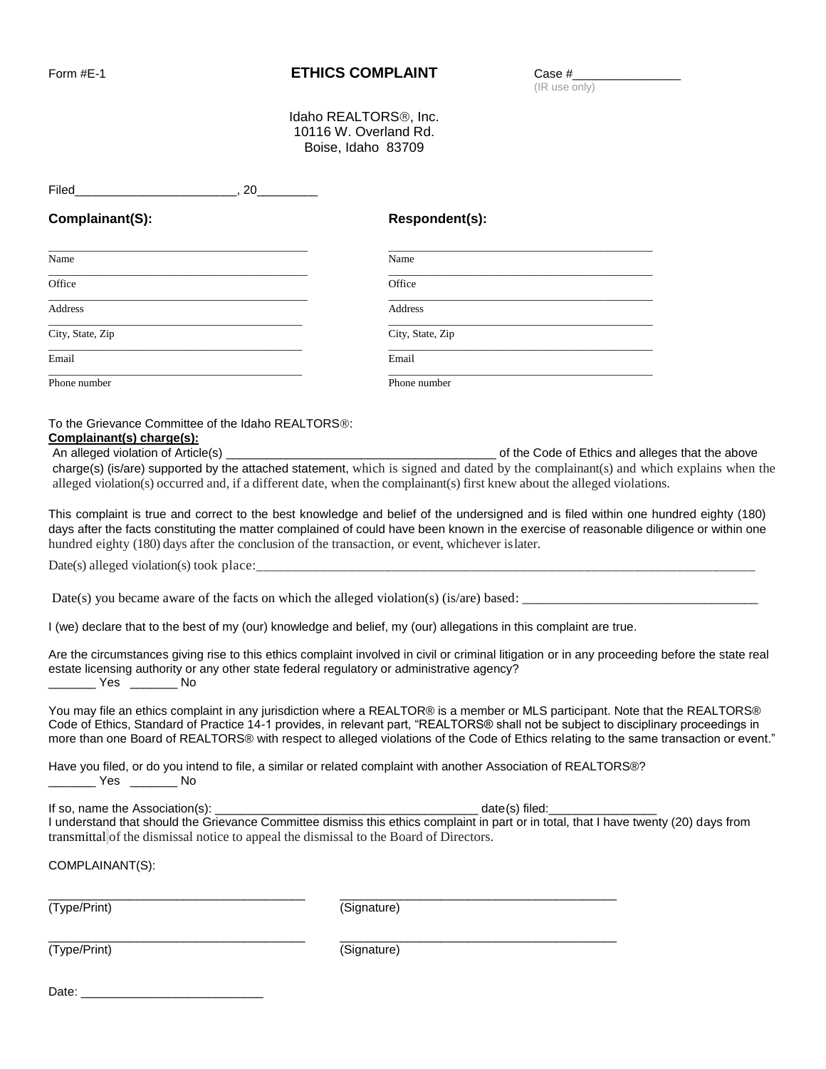Form #E-1

# ETHICS COMPLAINT

Case #_______________
(IR use only)

Idaho REALTORS®, Inc.
10116 W. Overland Rd.
Boise, Idaho 83709

Filed_______________________, 20_________

| **Complainant(S):** | **Respondent(s):** |
|---|---|
| Name | Name |
| Office | Office |
| Address | Address |
| City, State, Zip | City, State, Zip |
| Email | Email |
| Phone number | Phone number |

To the Grievance Committee of the Idaho REALTORS®:

**Complainant(s) charge(s):**

An alleged violation of Article(s) _______________________________________ of the Code of Ethics and alleges that the above charge(s) (is/are) supported by the attached statement, which is signed and dated by the complainant(s) and which explains when the alleged violation(s) occurred and, if a different date, when the complainant(s) first knew about the alleged violations.

This complaint is true and correct to the best knowledge and belief of the undersigned and is filed within one hundred eighty (180) days after the facts constituting the matter complained of could have been known in the exercise of reasonable diligence or within one hundred eighty (180) days after the conclusion of the transaction, or event, whichever is later.

Date(s) alleged violation(s) took place:_______________________________________________________________________________

Date(s) you became aware of the facts on which the alleged violation(s) (is/are) based: ___________________________________

I (we) declare that to the best of my (our) knowledge and belief, my (our) allegations in this complaint are true.

Are the circumstances giving rise to this ethics complaint involved in civil or criminal litigation or in any proceeding before the state real estate licensing authority or any other state federal regulatory or administrative agency?
_______ Yes _______ No

You may file an ethics complaint in any jurisdiction where a REALTOR® is a member or MLS participant. Note that the REALTORS® Code of Ethics, Standard of Practice 14-1 provides, in relevant part, "REALTORS® shall not be subject to disciplinary proceedings in more than one Board of REALTORS® with respect to alleged violations of the Code of Ethics relating to the same transaction or event."

Have you filed, or do you intend to file, a similar or related complaint with another Association of REALTORS®?
_______ Yes _______ No

If so, name the Association(s): _______________________________________ date(s) filed:________________

I understand that should the Grievance Committee dismiss this ethics complaint in part or in total, that I have twenty (20) days from transmittal of the dismissal notice to appeal the dismissal to the Board of Directors.

COMPLAINANT(S):

_______________________________________ _________________________________________
(Type/Print) (Signature)

_______________________________________ _________________________________________
(Type/Print) (Signature)

Date: ___________________________